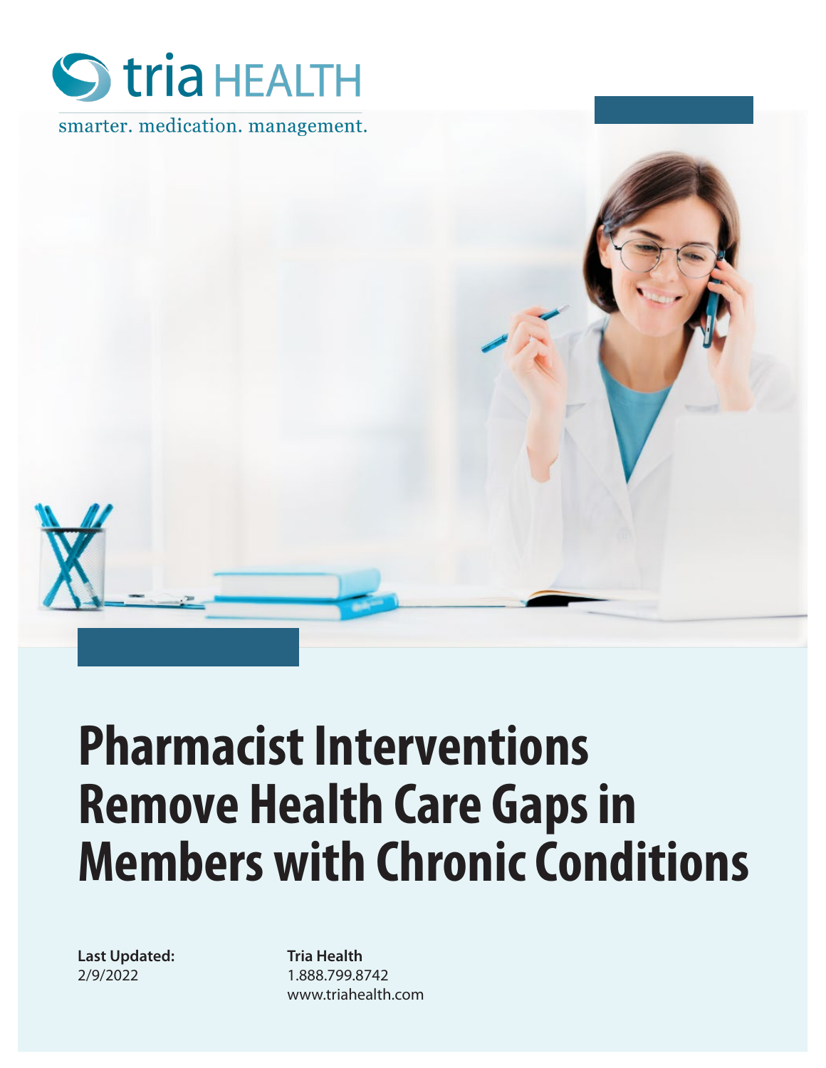tria HEALTH

smarter. medication. management.

# Pharmacist Interventions Remove Health Care Gaps in Members with Chronic Conditions

**Last Updated:**
2/9/2022

**Tria Health**
1.888.799.8742
www.triahealth.com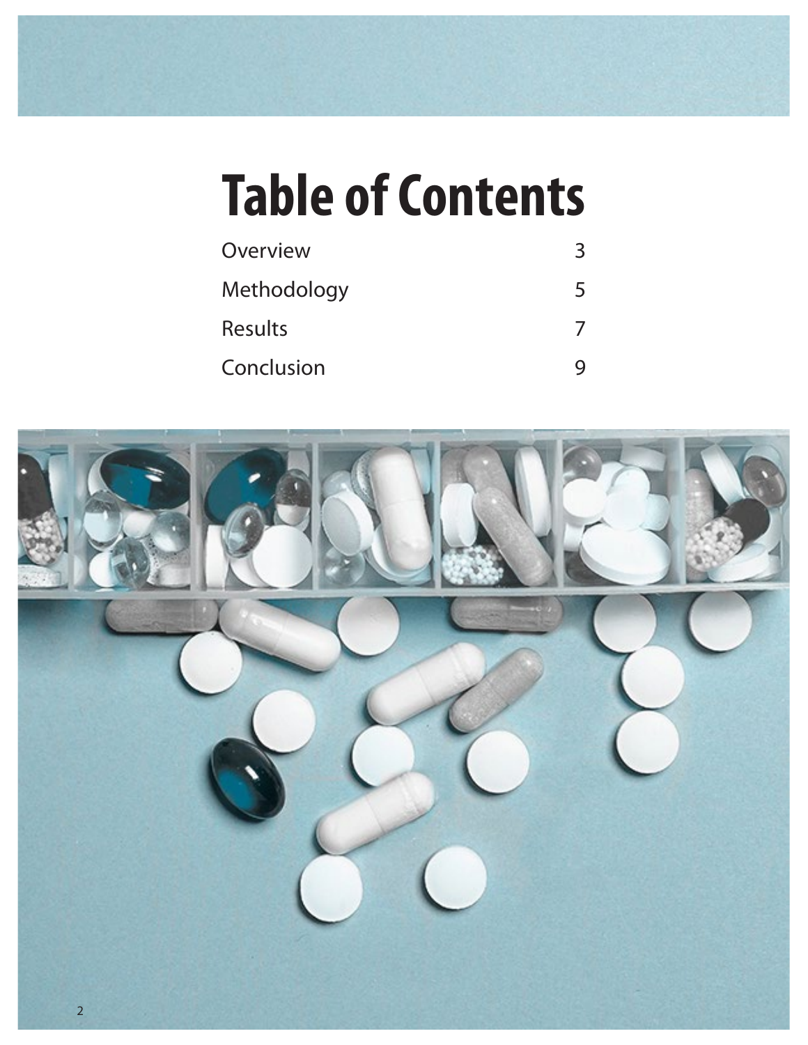# Table of Contents

| | |
|---|---|
| Overview | 3 |
| Methodology | 5 |
| Results | 7 |
| Conclusion | 9 |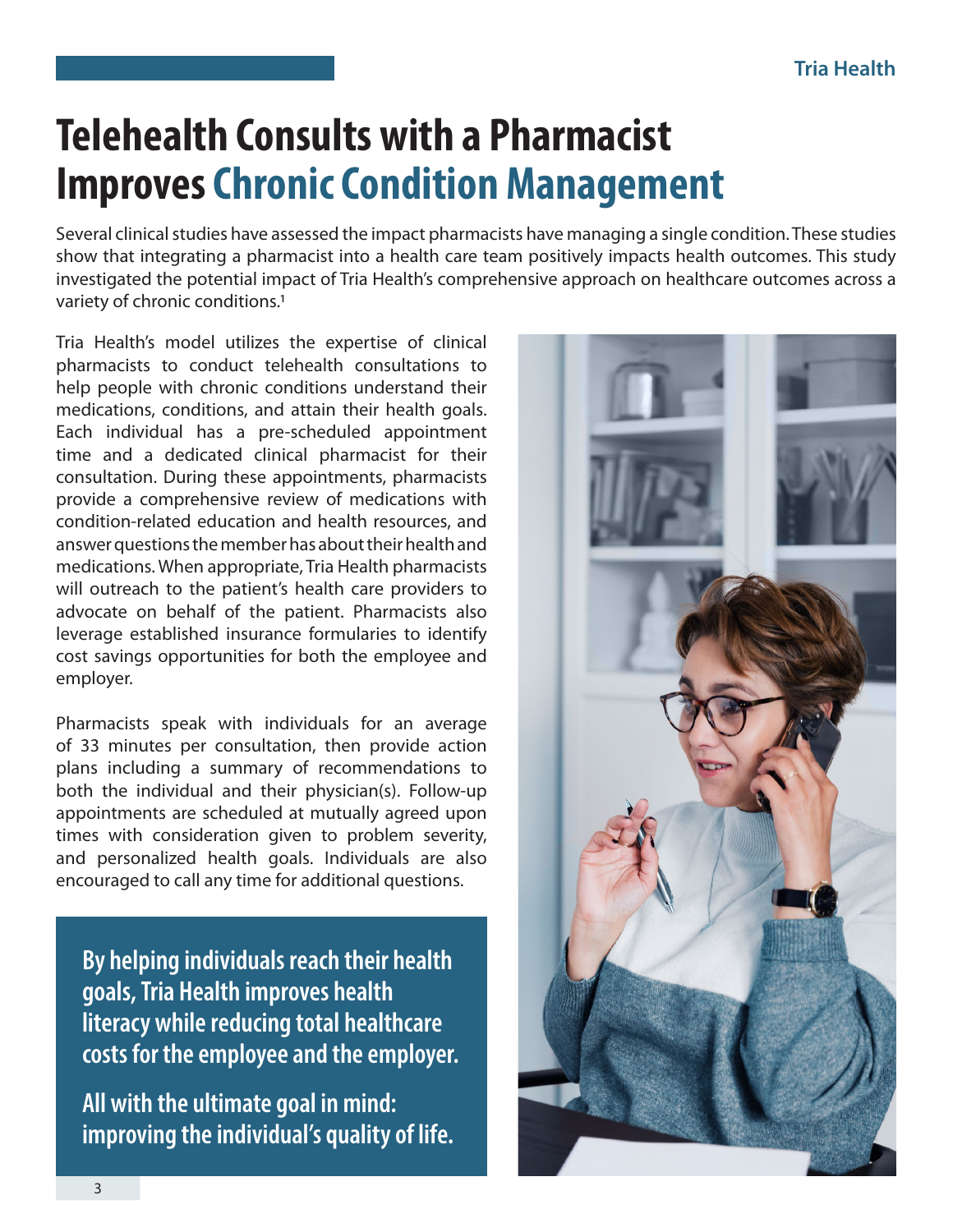# Telehealth Consults with a Pharmacist Improves Chronic Condition Management

Several clinical studies have assessed the impact pharmacists have managing a single condition. These studies show that integrating a pharmacist into a health care team positively impacts health outcomes. This study investigated the potential impact of Tria Health's comprehensive approach on healthcare outcomes across a variety of chronic conditions.[1]

Tria Health's model utilizes the expertise of clinical pharmacists to conduct telehealth consultations to help people with chronic conditions understand their medications, conditions, and attain their health goals. Each individual has a pre-scheduled appointment time and a dedicated clinical pharmacist for their consultation. During these appointments, pharmacists provide a comprehensive review of medications with condition-related education and health resources, and answer questions the member has about their health and medications. When appropriate, Tria Health pharmacists will outreach to the patient's health care providers to advocate on behalf of the patient. Pharmacists also leverage established insurance formularies to identify cost savings opportunities for both the employee and employer.

Pharmacists speak with individuals for an average of 33 minutes per consultation, then provide action plans including a summary of recommendations to both the individual and their physician(s). Follow-up appointments are scheduled at mutually agreed upon times with consideration given to problem severity, and personalized health goals. Individuals are also encouraged to call any time for additional questions.

**By helping individuals reach their health goals, Tria Health improves health literacy while reducing total healthcare costs for the employee and the employer.**

**All with the ultimate goal in mind: improving the individual's quality of life.**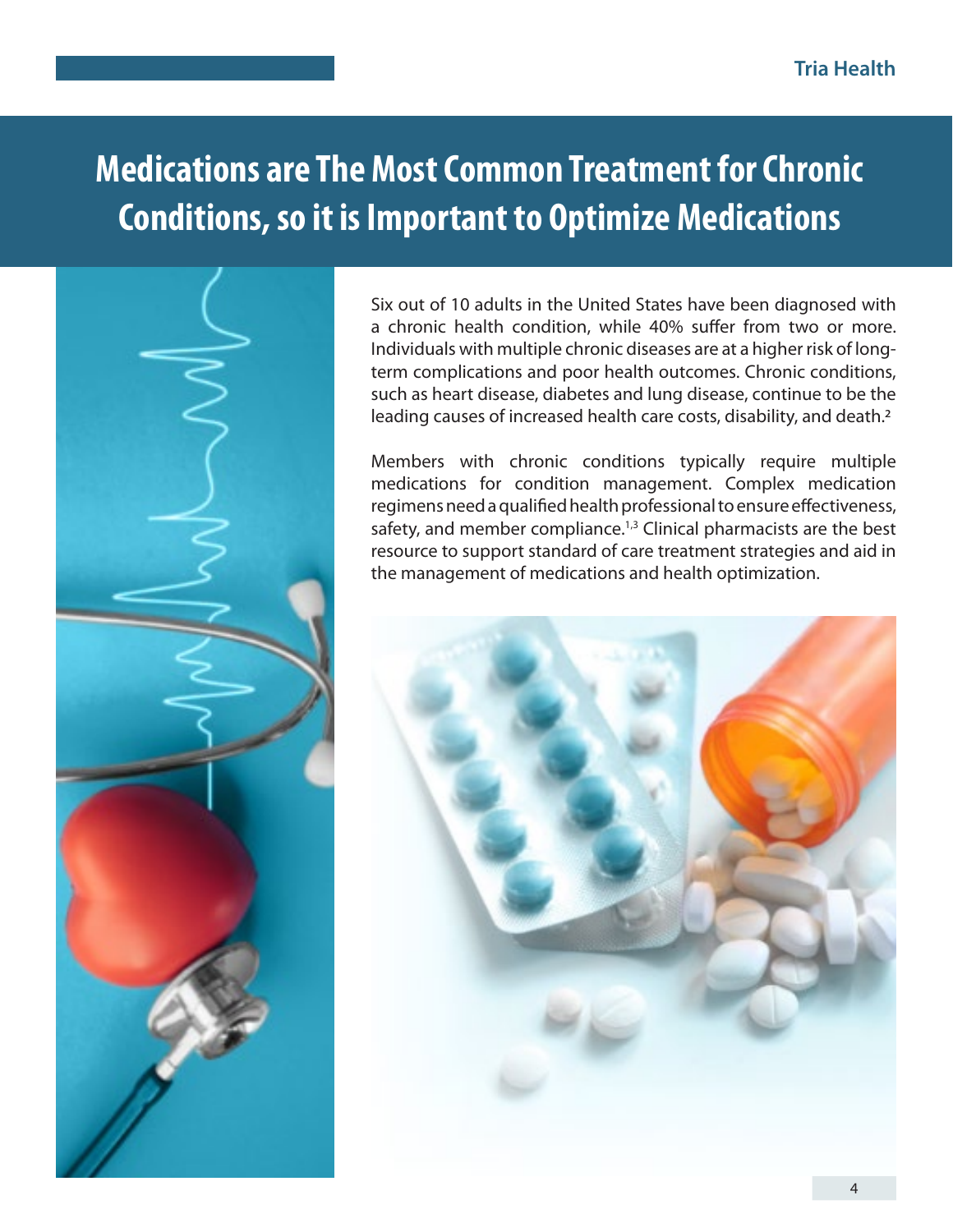# Medications are The Most Common Treatment for Chronic Conditions, so it is Important to Optimize Medications

Six out of 10 adults in the United States have been diagnosed with a chronic health condition, while 40% suffer from two or more. Individuals with multiple chronic diseases are at a higher risk of long-term complications and poor health outcomes. Chronic conditions, such as heart disease, diabetes and lung disease, continue to be the leading causes of increased health care costs, disability, and death.[2]

Members with chronic conditions typically require multiple medications for condition management. Complex medication regimens need a qualified health professional to ensure effectiveness, safety, and member compliance.[1,3] Clinical pharmacists are the best resource to support standard of care treatment strategies and aid in the management of medications and health optimization.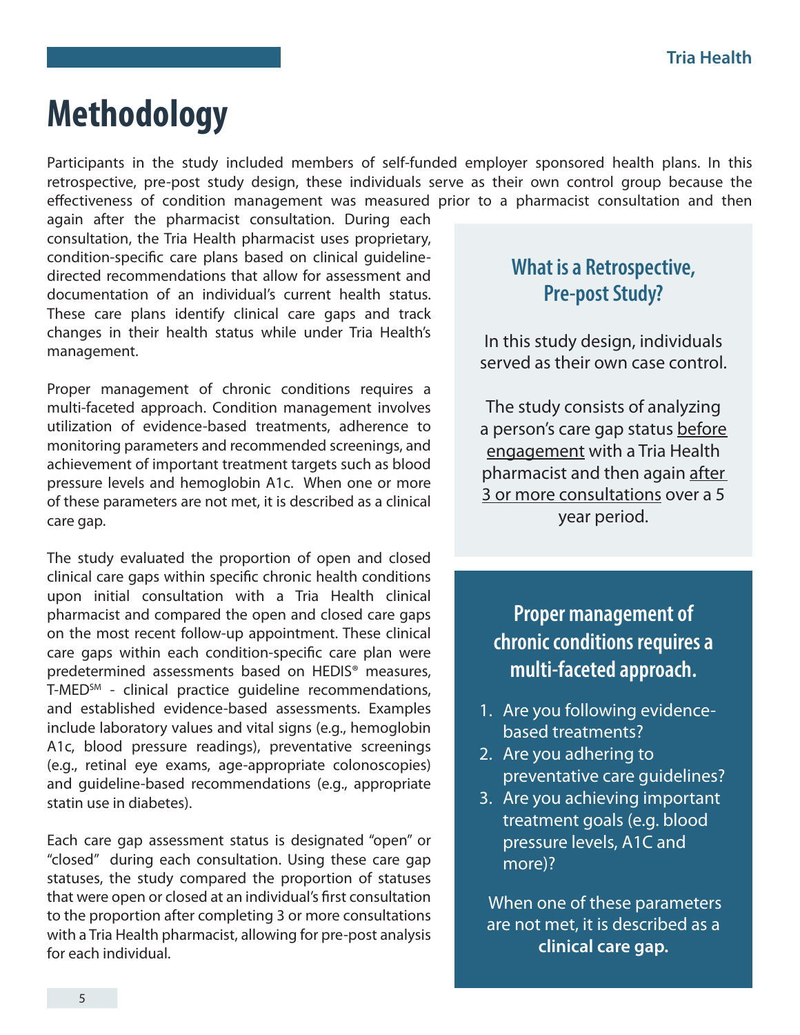# Methodology

Participants in the study included members of self-funded employer sponsored health plans. In this retrospective, pre-post study design, these individuals serve as their own control group because the effectiveness of condition management was measured prior to a pharmacist consultation and then again after the pharmacist consultation. During each consultation, the Tria Health pharmacist uses proprietary, condition-specific care plans based on clinical guideline-directed recommendations that allow for assessment and documentation of an individual's current health status. These care plans identify clinical care gaps and track changes in their health status while under Tria Health's management.

Proper management of chronic conditions requires a multi-faceted approach. Condition management involves utilization of evidence-based treatments, adherence to monitoring parameters and recommended screenings, and achievement of important treatment targets such as blood pressure levels and hemoglobin A1c. When one or more of these parameters are not met, it is described as a clinical care gap.

The study evaluated the proportion of open and closed clinical care gaps within specific chronic health conditions upon initial consultation with a Tria Health clinical pharmacist and compared the open and closed care gaps on the most recent follow-up appointment. These clinical care gaps within each condition-specific care plan were predetermined assessments based on HEDIS® measures, T-MED℠ - clinical practice guideline recommendations, and established evidence-based assessments. Examples include laboratory values and vital signs (e.g., hemoglobin A1c, blood pressure readings), preventative screenings (e.g., retinal eye exams, age-appropriate colonoscopies) and guideline-based recommendations (e.g., appropriate statin use in diabetes).

Each care gap assessment status is designated "open" or "closed" during each consultation. Using these care gap statuses, the study compared the proportion of statuses that were open or closed at an individual's first consultation to the proportion after completing 3 or more consultations with a Tria Health pharmacist, allowing for pre-post analysis for each individual.

## What is a Retrospective, Pre-post Study?

In this study design, individuals served as their own case control.

The study consists of analyzing a person's care gap status before engagement with a Tria Health pharmacist and then again after 3 or more consultations over a 5 year period.

## Proper management of chronic conditions requires a multi-faceted approach.

1. Are you following evidence-based treatments?
2. Are you adhering to preventative care guidelines?
3. Are you achieving important treatment goals (e.g. blood pressure levels, A1C and more)?

When one of these parameters are not met, it is described as a **clinical care gap.**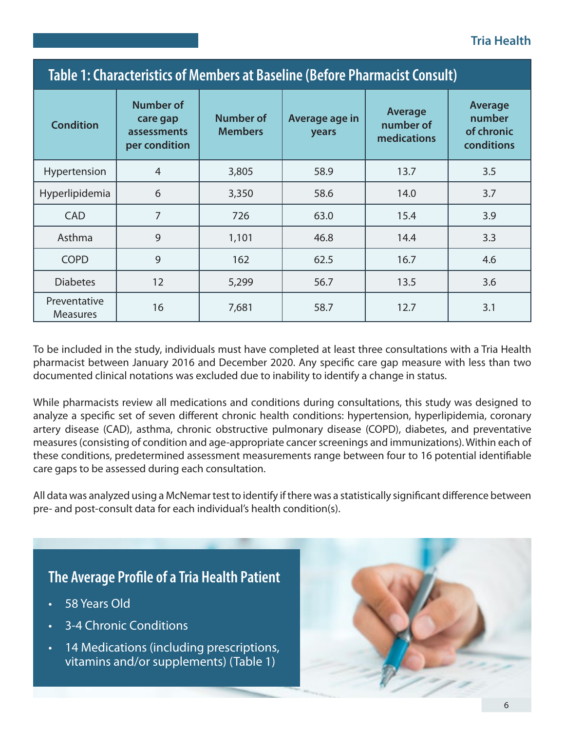## Table 1: Characteristics of Members at Baseline (Before Pharmacist Consult)

| Condition | Number of care gap assessments per condition | Number of Members | Average age in years | Average number of medications | Average number of chronic conditions |
|---|---|---|---|---|---|
| Hypertension | 4 | 3,805 | 58.9 | 13.7 | 3.5 |
| Hyperlipidemia | 6 | 3,350 | 58.6 | 14.0 | 3.7 |
| CAD | 7 | 726 | 63.0 | 15.4 | 3.9 |
| Asthma | 9 | 1,101 | 46.8 | 14.4 | 3.3 |
| COPD | 9 | 162 | 62.5 | 16.7 | 4.6 |
| Diabetes | 12 | 5,299 | 56.7 | 13.5 | 3.6 |
| Preventative Measures | 16 | 7,681 | 58.7 | 12.7 | 3.1 |

To be included in the study, individuals must have completed at least three consultations with a Tria Health pharmacist between January 2016 and December 2020. Any specific care gap measure with less than two documented clinical notations was excluded due to inability to identify a change in status.

While pharmacists review all medications and conditions during consultations, this study was designed to analyze a specific set of seven different chronic health conditions: hypertension, hyperlipidemia, coronary artery disease (CAD), asthma, chronic obstructive pulmonary disease (COPD), diabetes, and preventative measures (consisting of condition and age-appropriate cancer screenings and immunizations). Within each of these conditions, predetermined assessment measurements range between four to 16 potential identifiable care gaps to be assessed during each consultation.

All data was analyzed using a McNemar test to identify if there was a statistically significant difference between pre- and post-consult data for each individual's health condition(s).

### The Average Profile of a Tria Health Patient

- 58 Years Old
- 3-4 Chronic Conditions
- 14 Medications (including prescriptions, vitamins and/or supplements) (Table 1)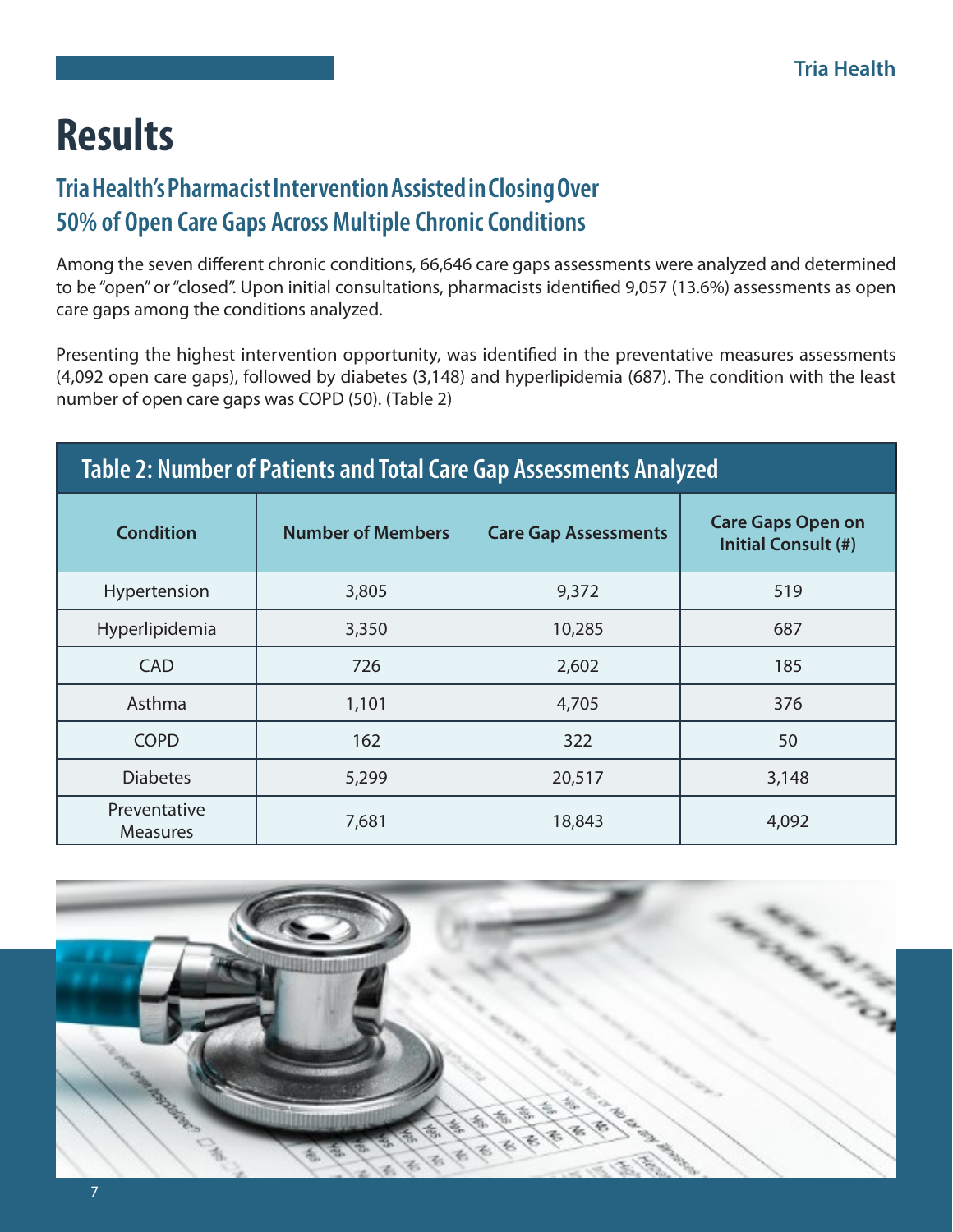# Results

## Tria Health's Pharmacist Intervention Assisted in Closing Over 50% of Open Care Gaps Across Multiple Chronic Conditions

Among the seven different chronic conditions, 66,646 care gaps assessments were analyzed and determined to be "open" or "closed". Upon initial consultations, pharmacists identified 9,057 (13.6%) assessments as open care gaps among the conditions analyzed.

Presenting the highest intervention opportunity, was identified in the preventative measures assessments (4,092 open care gaps), followed by diabetes (3,148) and hyperlipidemia (687). The condition with the least number of open care gaps was COPD (50). (Table 2)

**Table 2: Number of Patients and Total Care Gap Assessments Analyzed**

| Condition | Number of Members | Care Gap Assessments | Care Gaps Open on Initial Consult (#) |
|---|---|---|---|
| Hypertension | 3,805 | 9,372 | 519 |
| Hyperlipidemia | 3,350 | 10,285 | 687 |
| CAD | 726 | 2,602 | 185 |
| Asthma | 1,101 | 4,705 | 376 |
| COPD | 162 | 322 | 50 |
| Diabetes | 5,299 | 20,517 | 3,148 |
| Preventative Measures | 7,681 | 18,843 | 4,092 |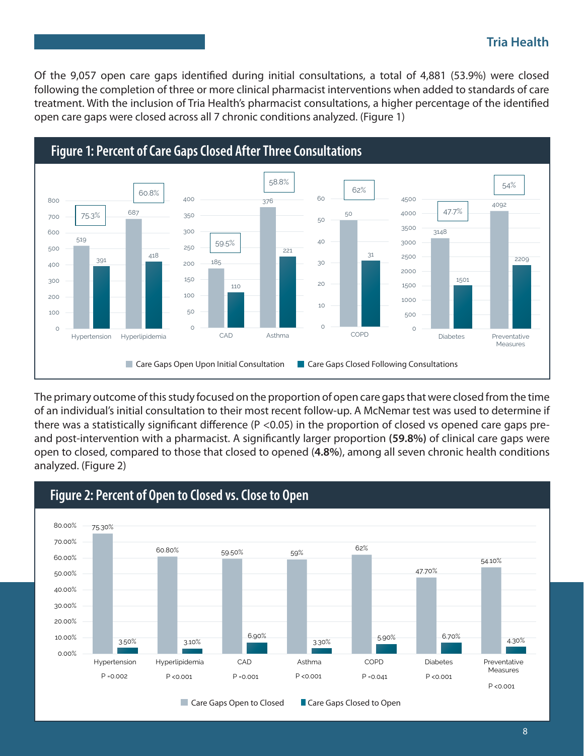Of the 9,057 open care gaps identified during initial consultations, a total of 4,881 (53.9%) were closed following the completion of three or more clinical pharmacist interventions when added to standards of care treatment. With the inclusion of Tria Health's pharmacist consultations, a higher percentage of the identified open care gaps were closed across all 7 chronic conditions analyzed. (Figure 1)

## Figure 1: Percent of Care Gaps Closed After Three Consultations

| Condition | Care Gaps Open Upon Initial Consultation | Care Gaps Closed Following Consultations | Percent Closed |
| --- | --- | --- | --- |
| Hypertension | 519 | 391 | 75.3% |
| Hyperlipidemia | 687 | 418 | 60.8% |
| CAD | 185 | 110 | 59.5% |
| Asthma | 376 | 221 | 58.8% |
| COPD | 50 | 31 | 62% |
| Diabetes | 3148 | 1501 | 47.7% |
| Preventative Measures | 4092 | 2209 | 54% |

The primary outcome of this study focused on the proportion of open care gaps that were closed from the time of an individual's initial consultation to their most recent follow-up. A McNemar test was used to determine if there was a statistically significant difference ($P < 0.05$) in the proportion of closed vs opened care gaps pre- and post-intervention with a pharmacist. A significantly larger proportion **(59.8%)** of clinical care gaps were open to closed, compared to those that closed to opened (**4.8%**), among all seven chronic health conditions analyzed. (Figure 2)

## Figure 2: Percent of Open to Closed vs. Close to Open

| Condition | Care Gaps Open to Closed | Care Gaps Closed to Open | P |
| --- | --- | --- | --- |
| Hypertension | 75.30% | 3.50% | P =0.002 |
| Hyperlipidemia | 60.80% | 3.10% | P <0.001 |
| CAD | 59.50% | 6.90% | P =0.001 |
| Asthma | 59% | 3.30% | P <0.001 |
| COPD | 62% | 5.90% | P =0.041 |
| Diabetes | 47.70% | 6.70% | P <0.001 |
| Preventative Measures | 54.10% | 4.30% | P <0.001 |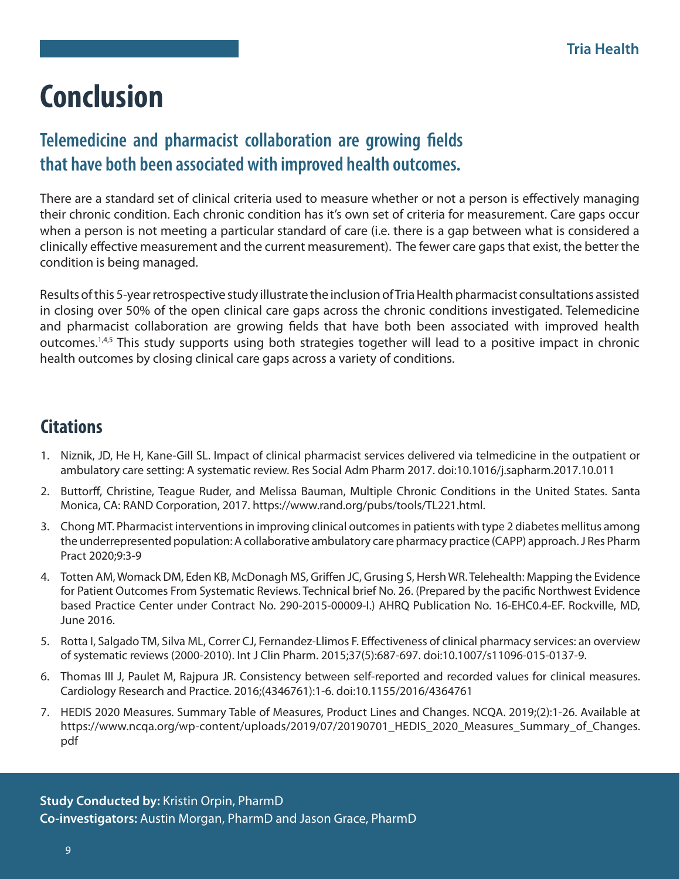# Conclusion

## Telemedicine and pharmacist collaboration are growing fields that have both been associated with improved health outcomes.

There are a standard set of clinical criteria used to measure whether or not a person is effectively managing their chronic condition. Each chronic condition has it's own set of criteria for measurement. Care gaps occur when a person is not meeting a particular standard of care (i.e. there is a gap between what is considered a clinically effective measurement and the current measurement). The fewer care gaps that exist, the better the condition is being managed.

Results of this 5-year retrospective study illustrate the inclusion of Tria Health pharmacist consultations assisted in closing over 50% of the open clinical care gaps across the chronic conditions investigated. Telemedicine and pharmacist collaboration are growing fields that have both been associated with improved health outcomes.[1,4,5] This study supports using both strategies together will lead to a positive impact in chronic health outcomes by closing clinical care gaps across a variety of conditions.

## Citations

1. Niznik, JD, He H, Kane-Gill SL. Impact of clinical pharmacist services delivered via telmedicine in the outpatient or ambulatory care setting: A systematic review. Res Social Adm Pharm 2017. doi:10.1016/j.sapharm.2017.10.011
2. Buttorff, Christine, Teague Ruder, and Melissa Bauman, Multiple Chronic Conditions in the United States. Santa Monica, CA: RAND Corporation, 2017. https://www.rand.org/pubs/tools/TL221.html.
3. Chong MT. Pharmacist interventions in improving clinical outcomes in patients with type 2 diabetes mellitus among the underrepresented population: A collaborative ambulatory care pharmacy practice (CAPP) approach. J Res Pharm Pract 2020;9:3-9
4. Totten AM, Womack DM, Eden KB, McDonagh MS, Griffen JC, Grusing S, Hersh WR. Telehealth: Mapping the Evidence for Patient Outcomes From Systematic Reviews. Technical brief No. 26. (Prepared by the pacific Northwest Evidence based Practice Center under Contract No. 290-2015-00009-I.) AHRQ Publication No. 16-EHC0.4-EF. Rockville, MD, June 2016.
5. Rotta I, Salgado TM, Silva ML, Correr CJ, Fernandez-Llimos F. Effectiveness of clinical pharmacy services: an overview of systematic reviews (2000-2010). Int J Clin Pharm. 2015;37(5):687-697. doi:10.1007/s11096-015-0137-9.
6. Thomas III J, Paulet M, Rajpura JR. Consistency between self-reported and recorded values for clinical measures. Cardiology Research and Practice. 2016;(4346761):1-6. doi:10.1155/2016/4364761
7. HEDIS 2020 Measures. Summary Table of Measures, Product Lines and Changes. NCQA. 2019;(2):1-26. Available at https://www.ncqa.org/wp-content/uploads/2019/07/20190701_HEDIS_2020_Measures_Summary_of_Changes.pdf

**Study Conducted by:** Kristin Orpin, PharmD
**Co-investigators:** Austin Morgan, PharmD and Jason Grace, PharmD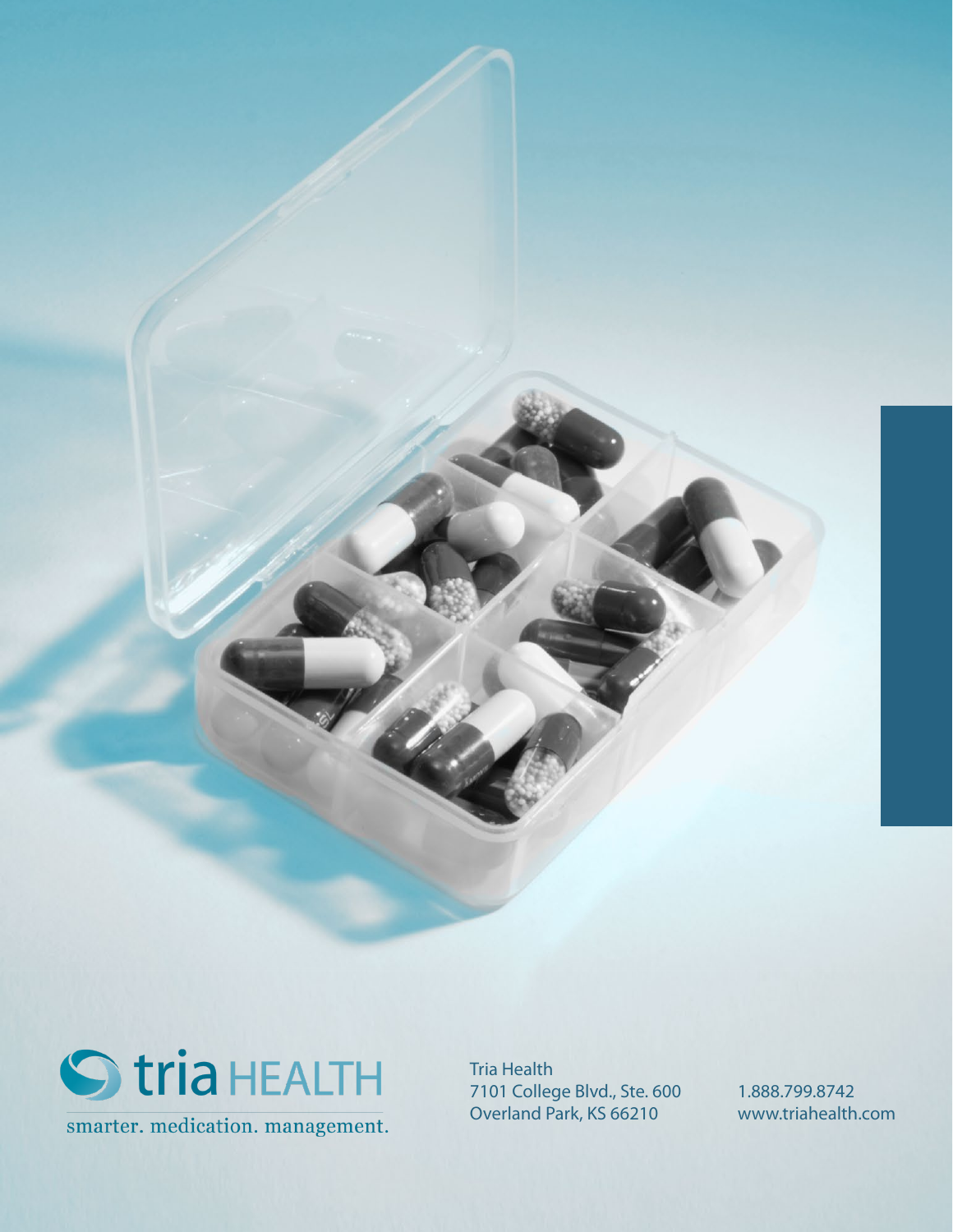tria HEALTH

smarter. medication. management.

Tria Health
7101 College Blvd., Ste. 600
Overland Park, KS 66210

1.888.799.8742
www.triahealth.com